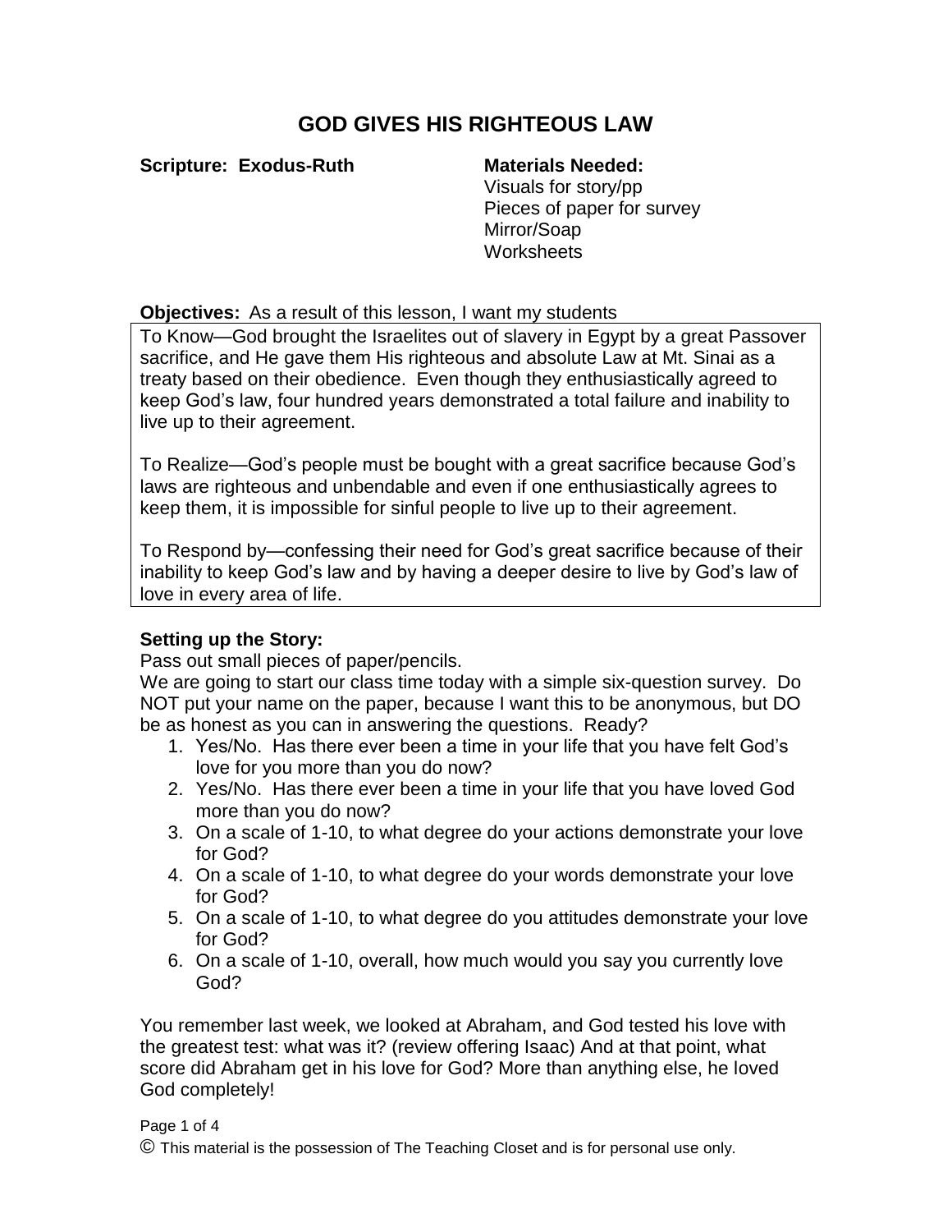# GOD GIVES HIS RIGHTEOUS LAW

**Scripture:** Exodus-Ruth

**Materials Needed:**
Visuals for story/pp
Pieces of paper for survey
Mirror/Soap
Worksheets

**Objectives:** As a result of this lesson, I want my students

To Know—God brought the Israelites out of slavery in Egypt by a great Passover sacrifice, and He gave them His righteous and absolute Law at Mt. Sinai as a treaty based on their obedience. Even though they enthusiastically agreed to keep God's law, four hundred years demonstrated a total failure and inability to live up to their agreement.

To Realize—God's people must be bought with a great sacrifice because God's laws are righteous and unbendable and even if one enthusiastically agrees to keep them, it is impossible for sinful people to live up to their agreement.

To Respond by—confessing their need for God's great sacrifice because of their inability to keep God's law and by having a deeper desire to live by God's law of love in every area of life.

**Setting up the Story:**

Pass out small pieces of paper/pencils.

We are going to start our class time today with a simple six-question survey. Do NOT put your name on the paper, because I want this to be anonymous, but DO be as honest as you can in answering the questions. Ready?

1. Yes/No. Has there ever been a time in your life that you have felt God's love for you more than you do now?
2. Yes/No. Has there ever been a time in your life that you have loved God more than you do now?
3. On a scale of 1-10, to what degree do your actions demonstrate your love for God?
4. On a scale of 1-10, to what degree do your words demonstrate your love for God?
5. On a scale of 1-10, to what degree do you attitudes demonstrate your love for God?
6. On a scale of 1-10, overall, how much would you say you currently love God?

You remember last week, we looked at Abraham, and God tested his love with the greatest test: what was it? (review offering Isaac) And at that point, what score did Abraham get in his love for God? More than anything else, he loved God completely!

© This material is the possession of The Teaching Closet and is for personal use only.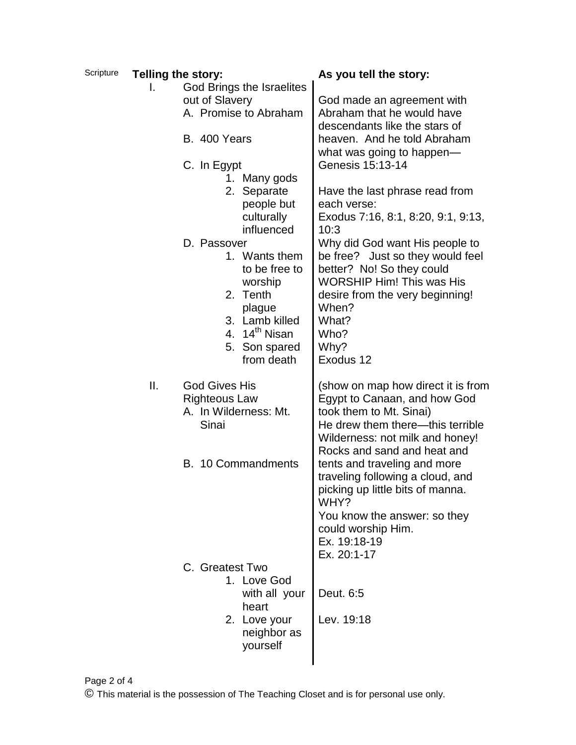| Scripture | Telling the story: | As you tell the story: |
| --- | --- | --- |
| | I. God Brings the Israelites out of Slavery<br>A. Promise to Abraham<br><br>B. 400 Years<br><br>C. In Egypt<br>1. Many gods<br>2. Separate people but culturally influenced<br>D. Passover<br>1. Wants them to be free to worship<br>2. Tenth plague<br>3. Lamb killed<br>4. 14th Nisan<br>5. Son spared from death | God made an agreement with Abraham that he would have descendants like the stars of heaven. And he told Abraham what was going to happen—Genesis 15:13-14<br><br>Have the last phrase read from each verse:<br>Exodus 7:16, 8:1, 8:20, 9:1, 9:13, 10:3<br>Why did God want His people to be free? Just so they would feel better? No! So they could WORSHIP Him! This was His desire from the very beginning!<br>When?<br>What?<br>Who?<br>Why?<br>Exodus 12 |
| | II. God Gives His Righteous Law<br>A. In Wilderness: Mt. Sinai<br><br>B. 10 Commandments | (show on map how direct it is from Egypt to Canaan, and how God took them to Mt. Sinai)<br>He drew them there—this terrible Wilderness: not milk and honey! Rocks and sand and heat and tents and traveling and more traveling following a cloud, and picking up little bits of manna. WHY?<br>You know the answer: so they could worship Him.<br>Ex. 19:18-19<br>Ex. 20:1-17 |
| | C. Greatest Two<br>1. Love God with all your heart<br>2. Love your neighbor as yourself | <br>Deut. 6:5<br><br>Lev. 19:18 |

© This material is the possession of The Teaching Closet and is for personal use only.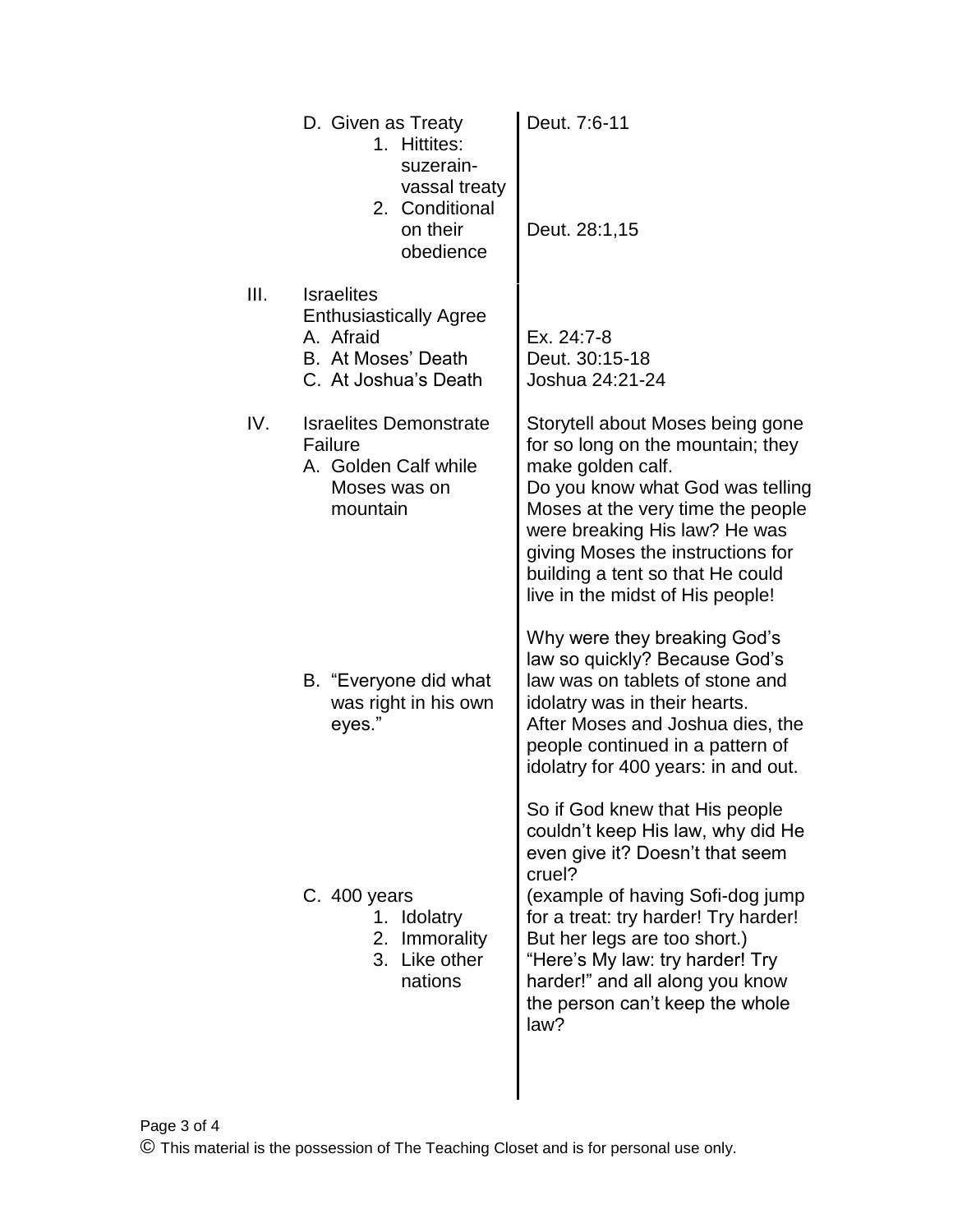| Outline | Notes |
| --- | --- |
| D. Given as Treaty | Deut. 7:6-11 |
| 1. Hittites: suzerain-vassal treaty | |
| 2. Conditional on their obedience | Deut. 28:1,15 |
| III. Israelites Enthusiastically Agree | |
| A. Afraid | Ex. 24:7-8 |
| B. At Moses' Death | Deut. 30:15-18 |
| C. At Joshua's Death | Joshua 24:21-24 |
| IV. Israelites Demonstrate Failure | |
| A. Golden Calf while Moses was on mountain | Storytell about Moses being gone for so long on the mountain; they make golden calf.<br>Do you know what God was telling Moses at the very time the people were breaking His law? He was giving Moses the instructions for building a tent so that He could live in the midst of His people! |
| B. "Everyone did what was right in his own eyes." | Why were they breaking God's law so quickly? Because God's law was on tablets of stone and idolatry was in their hearts.<br>After Moses and Joshua dies, the people continued in a pattern of idolatry for 400 years: in and out. |
| C. 400 years<br>1. Idolatry<br>2. Immorality<br>3. Like other nations | So if God knew that His people couldn't keep His law, why did He even give it? Doesn't that seem cruel?<br>(example of having Sofi-dog jump for a treat: try harder! Try harder! But her legs are too short.)<br>"Here's My law: try harder! Try harder!" and all along you know the person can't keep the whole law? |

© This material is the possession of The Teaching Closet and is for personal use only.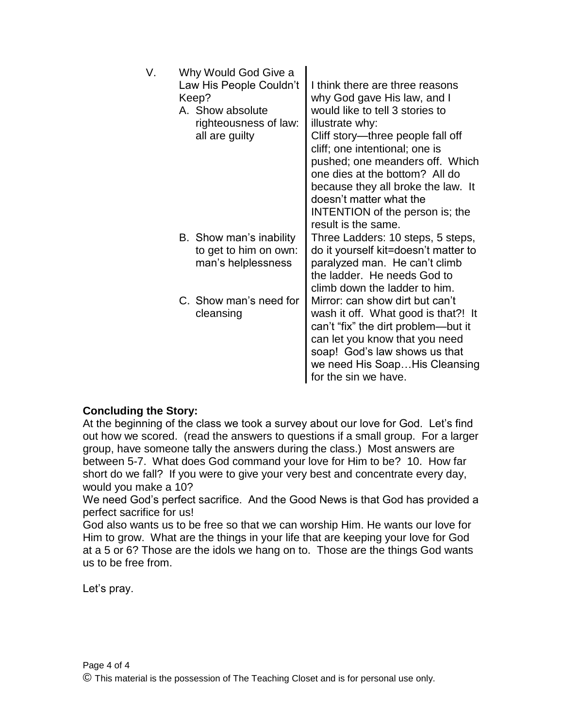| | | |
|---|---|---|
| V. | Why Would God Give a Law His People Couldn't Keep? | I think there are three reasons why God gave His law, and I would like to tell 3 stories to illustrate why: |
| | A. Show absolute righteousness of law: all are guilty | Cliff story—three people fall off cliff; one intentional; one is pushed; one meanders off. Which one dies at the bottom? All do because they all broke the law. It doesn't matter what the INTENTION of the person is; the result is the same. |
| | B. Show man's inability to get to him on own: man's helplessness | Three Ladders: 10 steps, 5 steps, do it yourself kit=doesn't matter to paralyzed man. He can't climb the ladder. He needs God to climb down the ladder to him. |
| | C. Show man's need for cleansing | Mirror: can show dirt but can't wash it off. What good is that?! It can't "fix" the dirt problem—but it can let you know that you need soap! God's law shows us that we need His Soap…His Cleansing for the sin we have. |

**Concluding the Story:**

At the beginning of the class we took a survey about our love for God. Let's find out how we scored. (read the answers to questions if a small group. For a larger group, have someone tally the answers during the class.) Most answers are between 5-7. What does God command your love for Him to be? 10. How far short do we fall? If you were to give your very best and concentrate every day, would you make a 10?

We need God's perfect sacrifice. And the Good News is that God has provided a perfect sacrifice for us!

God also wants us to be free so that we can worship Him. He wants our love for Him to grow. What are the things in your life that are keeping your love for God at a 5 or 6? Those are the idols we hang on to. Those are the things God wants us to be free from.

Let's pray.

© This material is the possession of The Teaching Closet and is for personal use only.